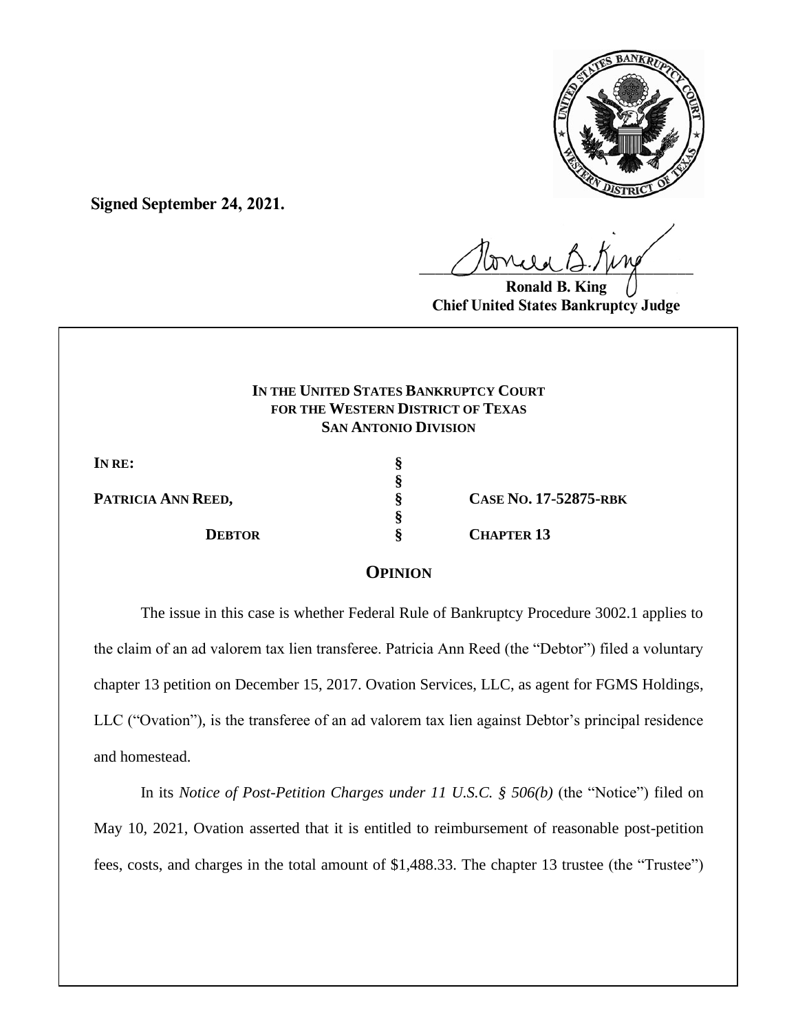**Signed September 24, 2021.**

**Ronald B. King**
**Chief United States Bankruptcy Judge**

**IN THE UNITED STATES BANKRUPTCY COURT**
**FOR THE WESTERN DISTRICT OF TEXAS**
**SAN ANTONIO DIVISION**

| | | |
|---|---|---|
| **IN RE:** | § | |
| | § | |
| **PATRICIA ANN REED,** | § | **CASE NO. 17-52875-RBK** |
| | § | |
| **DEBTOR** | § | **CHAPTER 13** |

## OPINION

The issue in this case is whether Federal Rule of Bankruptcy Procedure 3002.1 applies to the claim of an ad valorem tax lien transferee. Patricia Ann Reed (the "Debtor") filed a voluntary chapter 13 petition on December 15, 2017. Ovation Services, LLC, as agent for FGMS Holdings, LLC ("Ovation"), is the transferee of an ad valorem tax lien against Debtor's principal residence and homestead.

In its *Notice of Post-Petition Charges under 11 U.S.C. § 506(b)* (the "Notice") filed on May 10, 2021, Ovation asserted that it is entitled to reimbursement of reasonable post-petition fees, costs, and charges in the total amount of $1,488.33. The chapter 13 trustee (the "Trustee")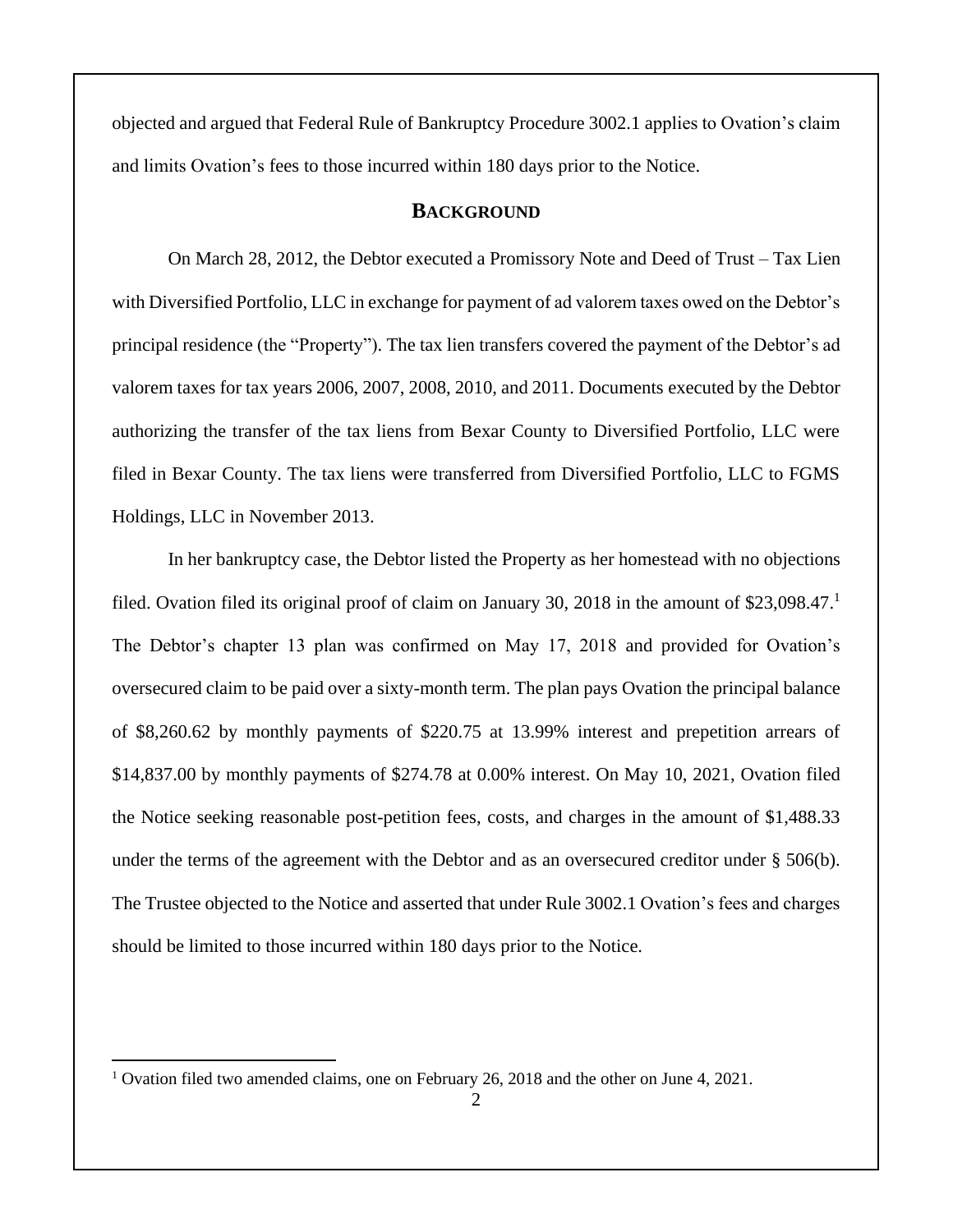objected and argued that Federal Rule of Bankruptcy Procedure 3002.1 applies to Ovation's claim and limits Ovation's fees to those incurred within 180 days prior to the Notice.

## BACKGROUND

On March 28, 2012, the Debtor executed a Promissory Note and Deed of Trust – Tax Lien with Diversified Portfolio, LLC in exchange for payment of ad valorem taxes owed on the Debtor's principal residence (the "Property"). The tax lien transfers covered the payment of the Debtor's ad valorem taxes for tax years 2006, 2007, 2008, 2010, and 2011. Documents executed by the Debtor authorizing the transfer of the tax liens from Bexar County to Diversified Portfolio, LLC were filed in Bexar County. The tax liens were transferred from Diversified Portfolio, LLC to FGMS Holdings, LLC in November 2013.

In her bankruptcy case, the Debtor listed the Property as her homestead with no objections filed. Ovation filed its original proof of claim on January 30, 2018 in the amount of $23,098.47.[1] The Debtor's chapter 13 plan was confirmed on May 17, 2018 and provided for Ovation's oversecured claim to be paid over a sixty-month term. The plan pays Ovation the principal balance of $8,260.62 by monthly payments of $220.75 at 13.99% interest and prepetition arrears of $14,837.00 by monthly payments of $274.78 at 0.00% interest. On May 10, 2021, Ovation filed the Notice seeking reasonable post-petition fees, costs, and charges in the amount of $1,488.33 under the terms of the agreement with the Debtor and as an oversecured creditor under § 506(b). The Trustee objected to the Notice and asserted that under Rule 3002.1 Ovation's fees and charges should be limited to those incurred within 180 days prior to the Notice.

[1] Ovation filed two amended claims, one on February 26, 2018 and the other on June 4, 2021.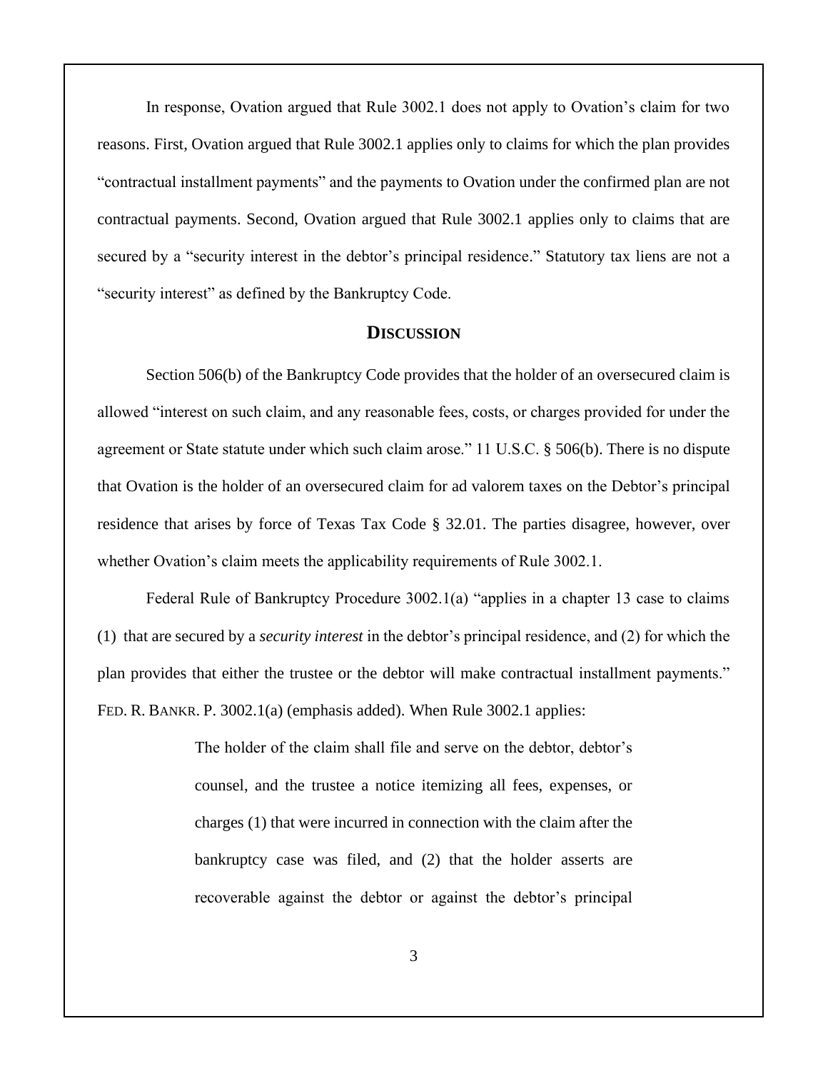In response, Ovation argued that Rule 3002.1 does not apply to Ovation's claim for two reasons. First, Ovation argued that Rule 3002.1 applies only to claims for which the plan provides "contractual installment payments" and the payments to Ovation under the confirmed plan are not contractual payments. Second, Ovation argued that Rule 3002.1 applies only to claims that are secured by a "security interest in the debtor's principal residence." Statutory tax liens are not a "security interest" as defined by the Bankruptcy Code.

## DISCUSSION

Section 506(b) of the Bankruptcy Code provides that the holder of an oversecured claim is allowed "interest on such claim, and any reasonable fees, costs, or charges provided for under the agreement or State statute under which such claim arose." 11 U.S.C. § 506(b). There is no dispute that Ovation is the holder of an oversecured claim for ad valorem taxes on the Debtor's principal residence that arises by force of Texas Tax Code § 32.01. The parties disagree, however, over whether Ovation's claim meets the applicability requirements of Rule 3002.1.

Federal Rule of Bankruptcy Procedure 3002.1(a) "applies in a chapter 13 case to claims (1) that are secured by a *security interest* in the debtor's principal residence, and (2) for which the plan provides that either the trustee or the debtor will make contractual installment payments." FED. R. BANKR. P. 3002.1(a) (emphasis added). When Rule 3002.1 applies:

> The holder of the claim shall file and serve on the debtor, debtor's counsel, and the trustee a notice itemizing all fees, expenses, or charges (1) that were incurred in connection with the claim after the bankruptcy case was filed, and (2) that the holder asserts are recoverable against the debtor or against the debtor's principal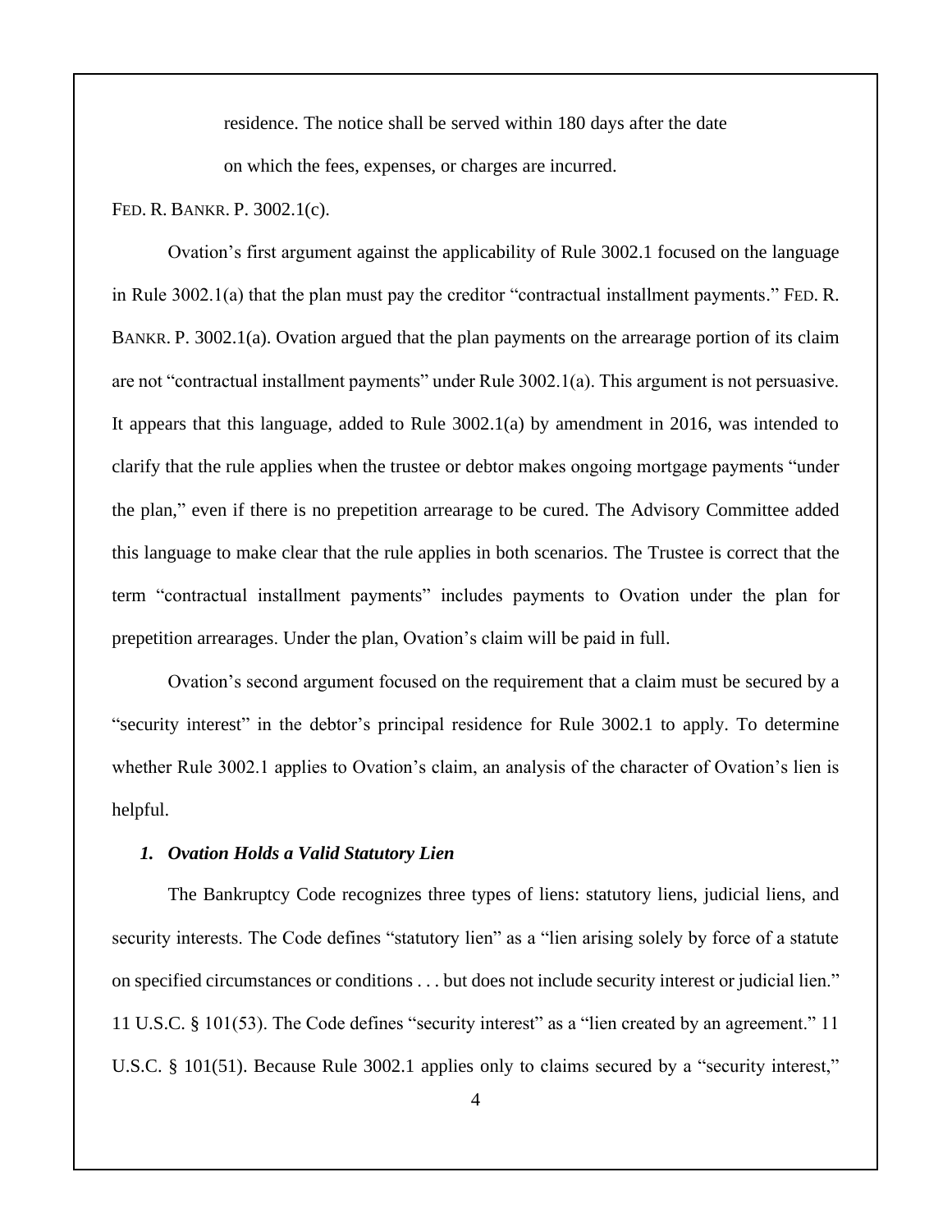residence. The notice shall be served within 180 days after the date on which the fees, expenses, or charges are incurred.

FED. R. BANKR. P. 3002.1(c).

Ovation's first argument against the applicability of Rule 3002.1 focused on the language in Rule 3002.1(a) that the plan must pay the creditor "contractual installment payments." FED. R. BANKR. P. 3002.1(a). Ovation argued that the plan payments on the arrearage portion of its claim are not "contractual installment payments" under Rule 3002.1(a). This argument is not persuasive. It appears that this language, added to Rule 3002.1(a) by amendment in 2016, was intended to clarify that the rule applies when the trustee or debtor makes ongoing mortgage payments "under the plan," even if there is no prepetition arrearage to be cured. The Advisory Committee added this language to make clear that the rule applies in both scenarios. The Trustee is correct that the term "contractual installment payments" includes payments to Ovation under the plan for prepetition arrearages. Under the plan, Ovation's claim will be paid in full.

Ovation's second argument focused on the requirement that a claim must be secured by a "security interest" in the debtor's principal residence for Rule 3002.1 to apply. To determine whether Rule 3002.1 applies to Ovation's claim, an analysis of the character of Ovation's lien is helpful.

### *1. Ovation Holds a Valid Statutory Lien*

The Bankruptcy Code recognizes three types of liens: statutory liens, judicial liens, and security interests. The Code defines "statutory lien" as a "lien arising solely by force of a statute on specified circumstances or conditions . . . but does not include security interest or judicial lien." 11 U.S.C. § 101(53). The Code defines "security interest" as a "lien created by an agreement." 11 U.S.C. § 101(51). Because Rule 3002.1 applies only to claims secured by a "security interest,"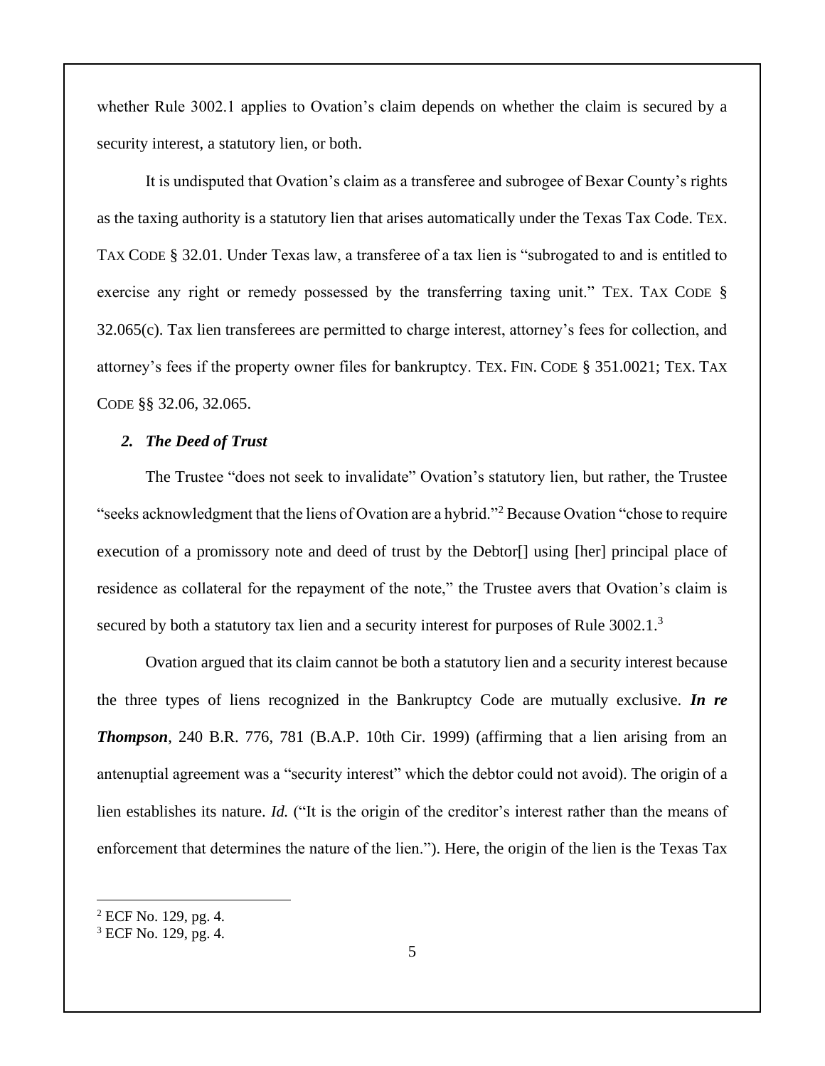whether Rule 3002.1 applies to Ovation's claim depends on whether the claim is secured by a security interest, a statutory lien, or both.

It is undisputed that Ovation's claim as a transferee and subrogee of Bexar County's rights as the taxing authority is a statutory lien that arises automatically under the Texas Tax Code. TEX. TAX CODE § 32.01. Under Texas law, a transferee of a tax lien is "subrogated to and is entitled to exercise any right or remedy possessed by the transferring taxing unit." TEX. TAX CODE § 32.065(c). Tax lien transferees are permitted to charge interest, attorney's fees for collection, and attorney's fees if the property owner files for bankruptcy. TEX. FIN. CODE § 351.0021; TEX. TAX CODE §§ 32.06, 32.065.

***2. The Deed of Trust***

The Trustee "does not seek to invalidate" Ovation's statutory lien, but rather, the Trustee "seeks acknowledgment that the liens of Ovation are a hybrid."[2] Because Ovation "chose to require execution of a promissory note and deed of trust by the Debtor[] using [her] principal place of residence as collateral for the repayment of the note," the Trustee avers that Ovation's claim is secured by both a statutory tax lien and a security interest for purposes of Rule 3002.1.[3]

Ovation argued that its claim cannot be both a statutory lien and a security interest because the three types of liens recognized in the Bankruptcy Code are mutually exclusive. ***In re Thompson***, 240 B.R. 776, 781 (B.A.P. 10th Cir. 1999) (affirming that a lien arising from an antenuptial agreement was a "security interest" which the debtor could not avoid). The origin of a lien establishes its nature. *Id.* ("It is the origin of the creditor's interest rather than the means of enforcement that determines the nature of the lien."). Here, the origin of the lien is the Texas Tax

[2] ECF No. 129, pg. 4.

[3] ECF No. 129, pg. 4.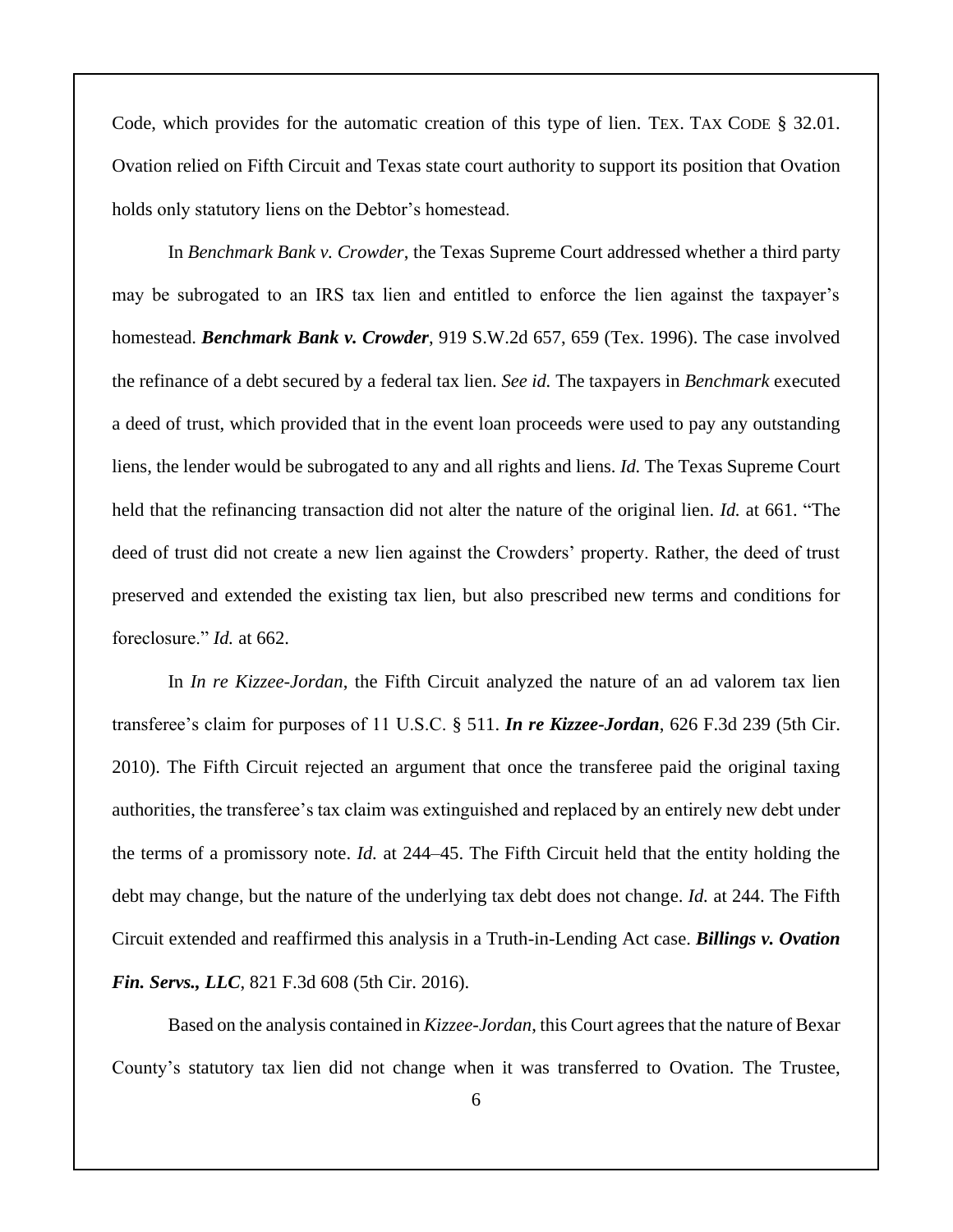Code, which provides for the automatic creation of this type of lien. TEX. TAX CODE § 32.01. Ovation relied on Fifth Circuit and Texas state court authority to support its position that Ovation holds only statutory liens on the Debtor's homestead.

In *Benchmark Bank v. Crowder*, the Texas Supreme Court addressed whether a third party may be subrogated to an IRS tax lien and entitled to enforce the lien against the taxpayer's homestead. ***Benchmark Bank v. Crowder***, 919 S.W.2d 657, 659 (Tex. 1996). The case involved the refinance of a debt secured by a federal tax lien. *See id.* The taxpayers in *Benchmark* executed a deed of trust, which provided that in the event loan proceeds were used to pay any outstanding liens, the lender would be subrogated to any and all rights and liens. *Id.* The Texas Supreme Court held that the refinancing transaction did not alter the nature of the original lien. *Id.* at 661. "The deed of trust did not create a new lien against the Crowders' property. Rather, the deed of trust preserved and extended the existing tax lien, but also prescribed new terms and conditions for foreclosure." *Id.* at 662.

In *In re Kizzee-Jordan,* the Fifth Circuit analyzed the nature of an ad valorem tax lien transferee's claim for purposes of 11 U.S.C. § 511. ***In re Kizzee-Jordan***, 626 F.3d 239 (5th Cir. 2010). The Fifth Circuit rejected an argument that once the transferee paid the original taxing authorities, the transferee's tax claim was extinguished and replaced by an entirely new debt under the terms of a promissory note. *Id.* at 244–45. The Fifth Circuit held that the entity holding the debt may change, but the nature of the underlying tax debt does not change. *Id.* at 244. The Fifth Circuit extended and reaffirmed this analysis in a Truth-in-Lending Act case. ***Billings v. Ovation Fin. Servs., LLC***, 821 F.3d 608 (5th Cir. 2016).

Based on the analysis contained in *Kizzee-Jordan*, this Court agrees that the nature of Bexar County's statutory tax lien did not change when it was transferred to Ovation. The Trustee,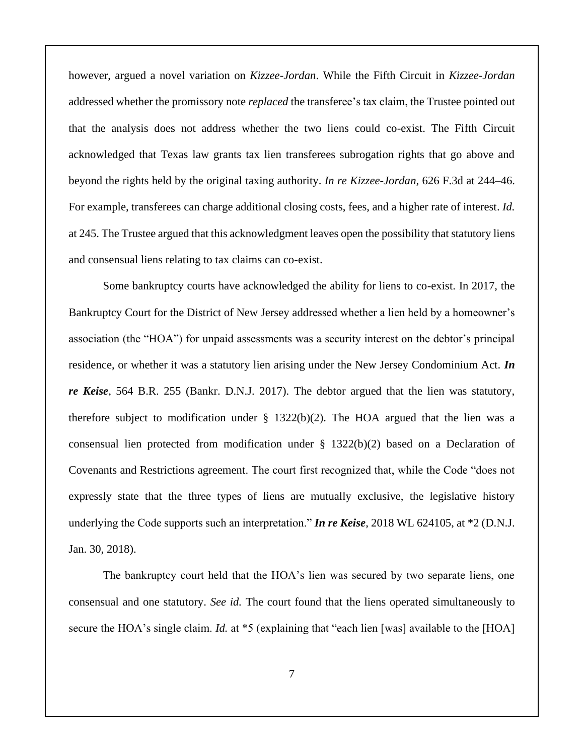however, argued a novel variation on *Kizzee-Jordan*. While the Fifth Circuit in *Kizzee-Jordan* addressed whether the promissory note *replaced* the transferee's tax claim, the Trustee pointed out that the analysis does not address whether the two liens could co-exist. The Fifth Circuit acknowledged that Texas law grants tax lien transferees subrogation rights that go above and beyond the rights held by the original taxing authority. *In re Kizzee-Jordan*, 626 F.3d at 244–46. For example, transferees can charge additional closing costs, fees, and a higher rate of interest. *Id.* at 245. The Trustee argued that this acknowledgment leaves open the possibility that statutory liens and consensual liens relating to tax claims can co-exist.

Some bankruptcy courts have acknowledged the ability for liens to co-exist. In 2017, the Bankruptcy Court for the District of New Jersey addressed whether a lien held by a homeowner's association (the "HOA") for unpaid assessments was a security interest on the debtor's principal residence, or whether it was a statutory lien arising under the New Jersey Condominium Act. ***In re Keise***, 564 B.R. 255 (Bankr. D.N.J. 2017). The debtor argued that the lien was statutory, therefore subject to modification under § 1322(b)(2). The HOA argued that the lien was a consensual lien protected from modification under § 1322(b)(2) based on a Declaration of Covenants and Restrictions agreement. The court first recognized that, while the Code "does not expressly state that the three types of liens are mutually exclusive, the legislative history underlying the Code supports such an interpretation." ***In re Keise***, 2018 WL 624105, at *2 (D.N.J. Jan. 30, 2018).

The bankruptcy court held that the HOA's lien was secured by two separate liens, one consensual and one statutory. *See id.* The court found that the liens operated simultaneously to secure the HOA's single claim. *Id.* at *5 (explaining that "each lien [was] available to the [HOA]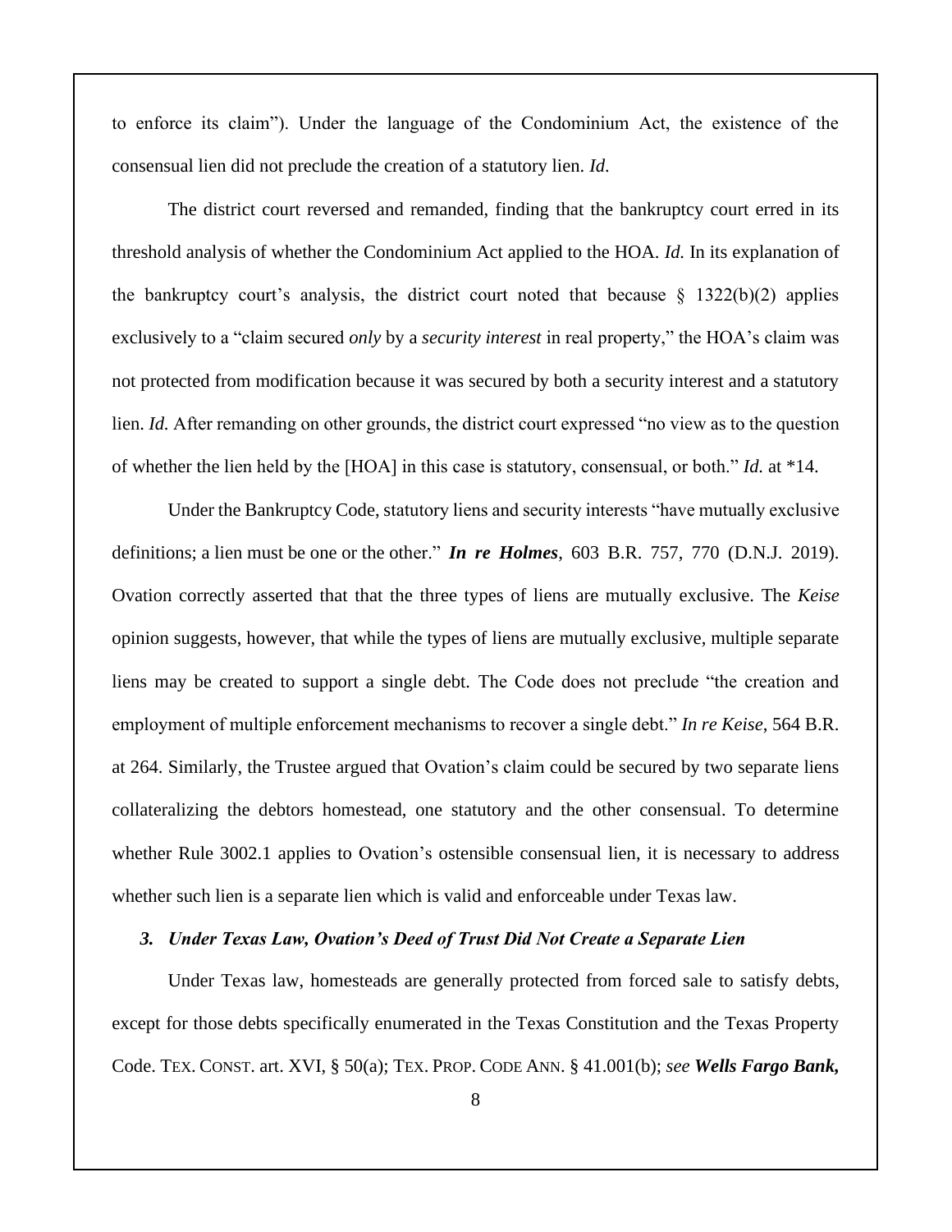to enforce its claim"). Under the language of the Condominium Act, the existence of the consensual lien did not preclude the creation of a statutory lien. *Id*.

The district court reversed and remanded, finding that the bankruptcy court erred in its threshold analysis of whether the Condominium Act applied to the HOA. *Id.* In its explanation of the bankruptcy court's analysis, the district court noted that because § 1322(b)(2) applies exclusively to a "claim secured *only* by a *security interest* in real property," the HOA's claim was not protected from modification because it was secured by both a security interest and a statutory lien. *Id.* After remanding on other grounds, the district court expressed "no view as to the question of whether the lien held by the [HOA] in this case is statutory, consensual, or both." *Id.* at *14.

Under the Bankruptcy Code, statutory liens and security interests "have mutually exclusive definitions; a lien must be one or the other." ***In re Holmes***, 603 B.R. 757, 770 (D.N.J. 2019). Ovation correctly asserted that that the three types of liens are mutually exclusive. The *Keise* opinion suggests, however, that while the types of liens are mutually exclusive, multiple separate liens may be created to support a single debt. The Code does not preclude "the creation and employment of multiple enforcement mechanisms to recover a single debt." *In re Keise*, 564 B.R. at 264. Similarly, the Trustee argued that Ovation's claim could be secured by two separate liens collateralizing the debtors homestead, one statutory and the other consensual. To determine whether Rule 3002.1 applies to Ovation's ostensible consensual lien, it is necessary to address whether such lien is a separate lien which is valid and enforceable under Texas law.

### *3. Under Texas Law, Ovation's Deed of Trust Did Not Create a Separate Lien*

Under Texas law, homesteads are generally protected from forced sale to satisfy debts, except for those debts specifically enumerated in the Texas Constitution and the Texas Property Code. TEX. CONST. art. XVI, § 50(a); TEX. PROP. CODE ANN. § 41.001(b); *see* ***Wells Fargo Bank,***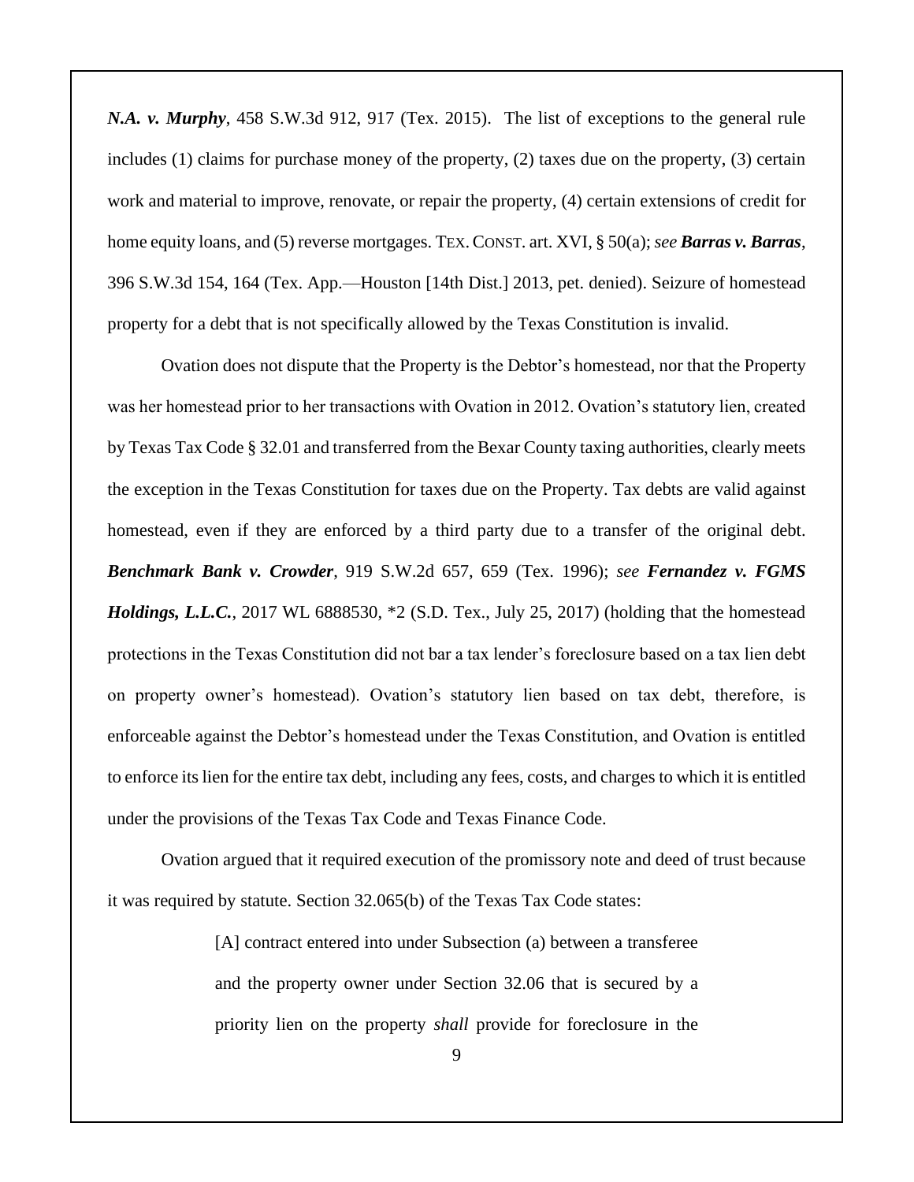***N.A. v. Murphy***, 458 S.W.3d 912, 917 (Tex. 2015). The list of exceptions to the general rule includes (1) claims for purchase money of the property, (2) taxes due on the property, (3) certain work and material to improve, renovate, or repair the property, (4) certain extensions of credit for home equity loans, and (5) reverse mortgages. TEX. CONST. art. XVI, § 50(a); *see* ***Barras v. Barras***, 396 S.W.3d 154, 164 (Tex. App.—Houston [14th Dist.] 2013, pet. denied). Seizure of homestead property for a debt that is not specifically allowed by the Texas Constitution is invalid.

Ovation does not dispute that the Property is the Debtor's homestead, nor that the Property was her homestead prior to her transactions with Ovation in 2012. Ovation's statutory lien, created by Texas Tax Code § 32.01 and transferred from the Bexar County taxing authorities, clearly meets the exception in the Texas Constitution for taxes due on the Property. Tax debts are valid against homestead, even if they are enforced by a third party due to a transfer of the original debt. ***Benchmark Bank v. Crowder***, 919 S.W.2d 657, 659 (Tex. 1996); *see* ***Fernandez v. FGMS Holdings, L.L.C.***, 2017 WL 6888530, *2 (S.D. Tex., July 25, 2017) (holding that the homestead protections in the Texas Constitution did not bar a tax lender's foreclosure based on a tax lien debt on property owner's homestead). Ovation's statutory lien based on tax debt, therefore, is enforceable against the Debtor's homestead under the Texas Constitution, and Ovation is entitled to enforce its lien for the entire tax debt, including any fees, costs, and charges to which it is entitled under the provisions of the Texas Tax Code and Texas Finance Code.

Ovation argued that it required execution of the promissory note and deed of trust because it was required by statute. Section 32.065(b) of the Texas Tax Code states:

> [A] contract entered into under Subsection (a) between a transferee and the property owner under Section 32.06 that is secured by a priority lien on the property *shall* provide for foreclosure in the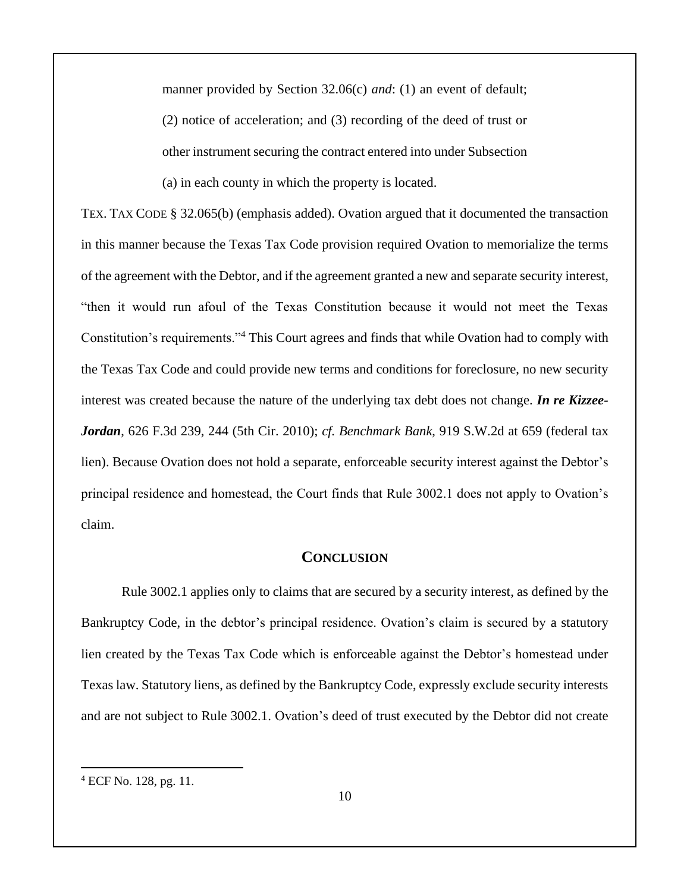> manner provided by Section 32.06(c) *and*: (1) an event of default; (2) notice of acceleration; and (3) recording of the deed of trust or other instrument securing the contract entered into under Subsection (a) in each county in which the property is located.

TEX. TAX CODE § 32.065(b) (emphasis added). Ovation argued that it documented the transaction in this manner because the Texas Tax Code provision required Ovation to memorialize the terms of the agreement with the Debtor, and if the agreement granted a new and separate security interest, "then it would run afoul of the Texas Constitution because it would not meet the Texas Constitution's requirements."[4] This Court agrees and finds that while Ovation had to comply with the Texas Tax Code and could provide new terms and conditions for foreclosure, no new security interest was created because the nature of the underlying tax debt does not change. ***In re Kizzee-Jordan***, 626 F.3d 239, 244 (5th Cir. 2010); *cf. Benchmark Bank*, 919 S.W.2d at 659 (federal tax lien). Because Ovation does not hold a separate, enforceable security interest against the Debtor's principal residence and homestead, the Court finds that Rule 3002.1 does not apply to Ovation's claim.

## CONCLUSION

Rule 3002.1 applies only to claims that are secured by a security interest, as defined by the Bankruptcy Code, in the debtor's principal residence. Ovation's claim is secured by a statutory lien created by the Texas Tax Code which is enforceable against the Debtor's homestead under Texas law. Statutory liens, as defined by the Bankruptcy Code, expressly exclude security interests and are not subject to Rule 3002.1. Ovation's deed of trust executed by the Debtor did not create

[4] ECF No. 128, pg. 11.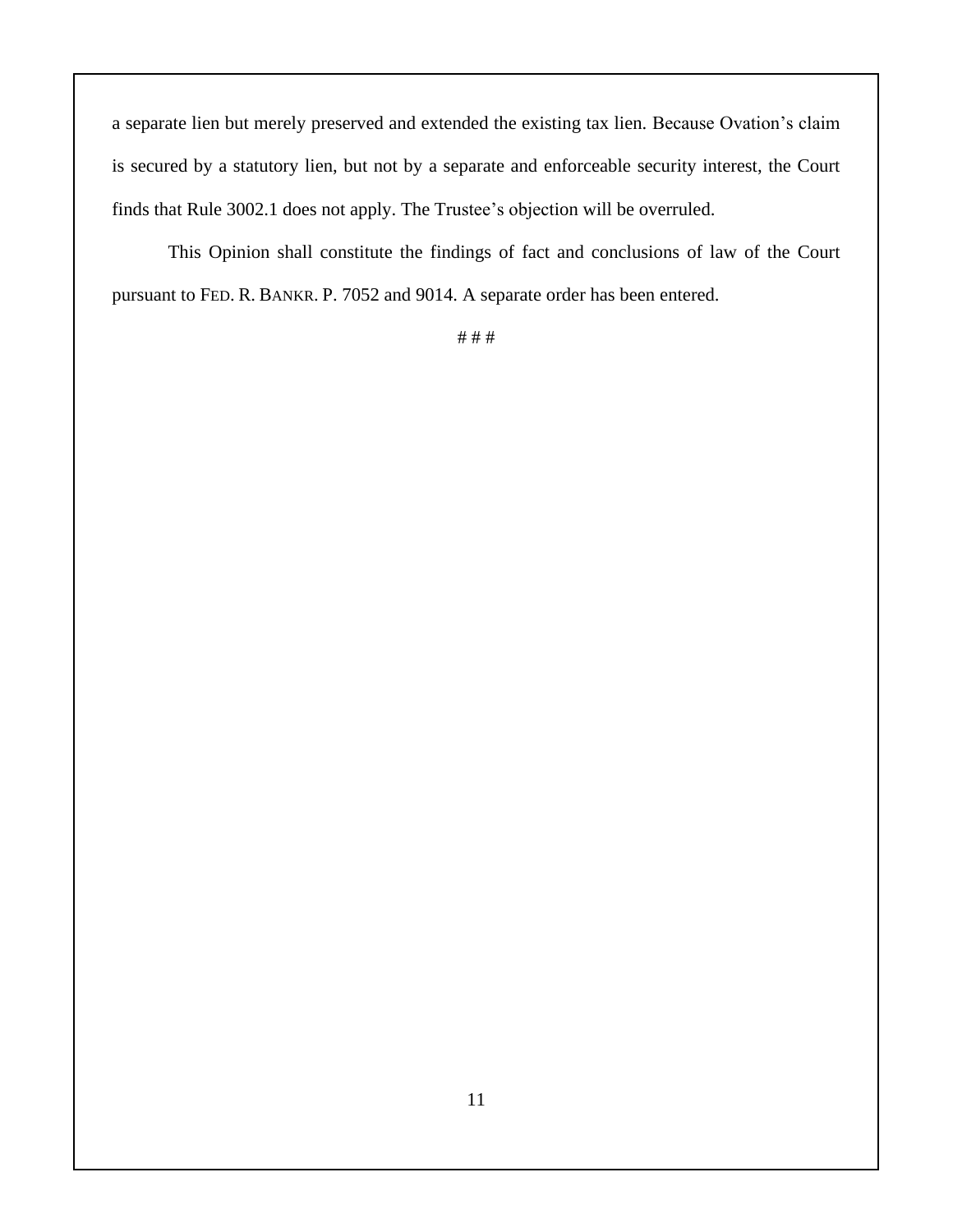a separate lien but merely preserved and extended the existing tax lien. Because Ovation's claim is secured by a statutory lien, but not by a separate and enforceable security interest, the Court finds that Rule 3002.1 does not apply. The Trustee's objection will be overruled.

This Opinion shall constitute the findings of fact and conclusions of law of the Court pursuant to FED. R. BANKR. P. 7052 and 9014. A separate order has been entered.

# # #